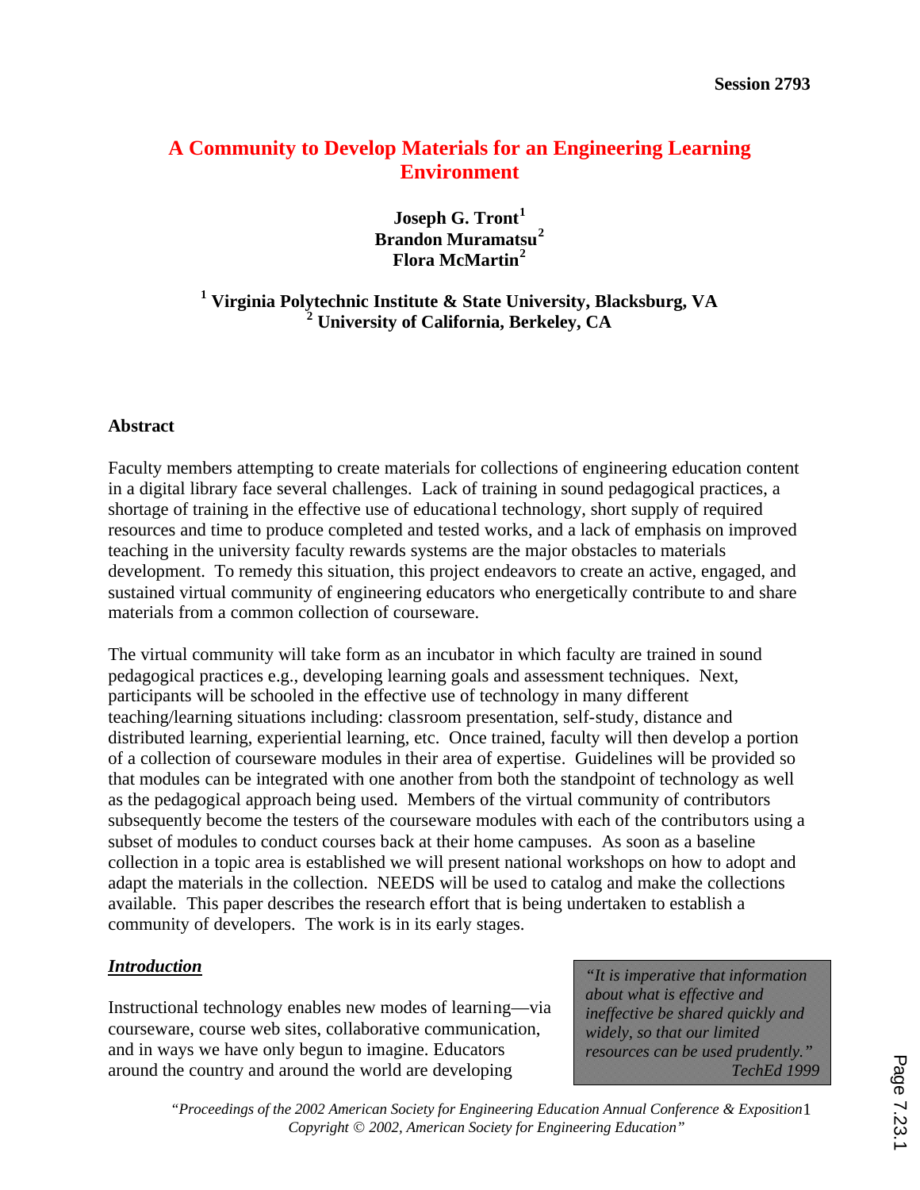Session 2793

# A Community to Develop Materials for an Engineering Learning Environment

**Joseph G. Tront[1]**
**Brandon Muramatsu[2]**
**Flora McMartin[2]**

**[1] Virginia Polytechnic Institute & State University, Blacksburg, VA**
**[2] University of California, Berkeley, CA**

## Abstract

Faculty members attempting to create materials for collections of engineering education content in a digital library face several challenges. Lack of training in sound pedagogical practices, a shortage of training in the effective use of educational technology, short supply of required resources and time to produce completed and tested works, and a lack of emphasis on improved teaching in the university faculty rewards systems are the major obstacles to materials development. To remedy this situation, this project endeavors to create an active, engaged, and sustained virtual community of engineering educators who energetically contribute to and share materials from a common collection of courseware.

The virtual community will take form as an incubator in which faculty are trained in sound pedagogical practices e.g., developing learning goals and assessment techniques. Next, participants will be schooled in the effective use of technology in many different teaching/learning situations including: classroom presentation, self-study, distance and distributed learning, experiential learning, etc. Once trained, faculty will then develop a portion of a collection of courseware modules in their area of expertise. Guidelines will be provided so that modules can be integrated with one another from both the standpoint of technology as well as the pedagogical approach being used. Members of the virtual community of contributors subsequently become the testers of the courseware modules with each of the contributors using a subset of modules to conduct courses back at their home campuses. As soon as a baseline collection in a topic area is established we will present national workshops on how to adopt and adapt the materials in the collection. NEEDS will be used to catalog and make the collections available. This paper describes the research effort that is being undertaken to establish a community of developers. The work is in its early stages.

## *Introduction*

> *"It is imperative that information about what is effective and ineffective be shared quickly and widely, so that our limited resources can be used prudently."*
> *TechEd 1999*

Instructional technology enables new modes of learning—via courseware, course web sites, collaborative communication, and in ways we have only begun to imagine. Educators around the country and around the world are developing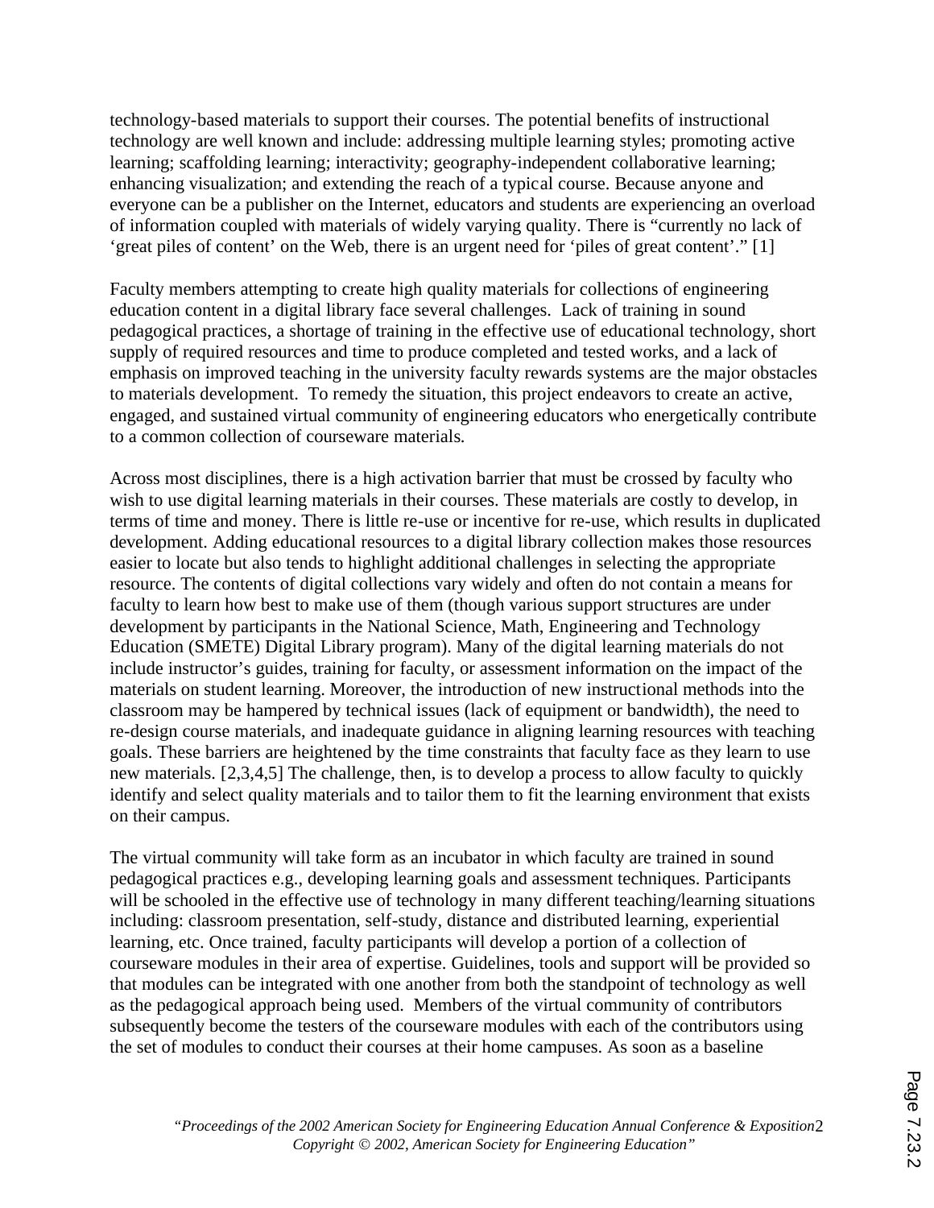technology-based materials to support their courses. The potential benefits of instructional technology are well known and include: addressing multiple learning styles; promoting active learning; scaffolding learning; interactivity; geography-independent collaborative learning; enhancing visualization; and extending the reach of a typical course. Because anyone and everyone can be a publisher on the Internet, educators and students are experiencing an overload of information coupled with materials of widely varying quality. There is "currently no lack of 'great piles of content' on the Web, there is an urgent need for 'piles of great content'." [1]

Faculty members attempting to create high quality materials for collections of engineering education content in a digital library face several challenges. Lack of training in sound pedagogical practices, a shortage of training in the effective use of educational technology, short supply of required resources and time to produce completed and tested works, and a lack of emphasis on improved teaching in the university faculty rewards systems are the major obstacles to materials development. To remedy the situation, this project endeavors to create an active, engaged, and sustained virtual community of engineering educators who energetically contribute to a common collection of courseware materials.

Across most disciplines, there is a high activation barrier that must be crossed by faculty who wish to use digital learning materials in their courses. These materials are costly to develop, in terms of time and money. There is little re-use or incentive for re-use, which results in duplicated development. Adding educational resources to a digital library collection makes those resources easier to locate but also tends to highlight additional challenges in selecting the appropriate resource. The contents of digital collections vary widely and often do not contain a means for faculty to learn how best to make use of them (though various support structures are under development by participants in the National Science, Math, Engineering and Technology Education (SMETE) Digital Library program). Many of the digital learning materials do not include instructor's guides, training for faculty, or assessment information on the impact of the materials on student learning. Moreover, the introduction of new instructional methods into the classroom may be hampered by technical issues (lack of equipment or bandwidth), the need to re-design course materials, and inadequate guidance in aligning learning resources with teaching goals. These barriers are heightened by the time constraints that faculty face as they learn to use new materials. [2,3,4,5] The challenge, then, is to develop a process to allow faculty to quickly identify and select quality materials and to tailor them to fit the learning environment that exists on their campus.

The virtual community will take form as an incubator in which faculty are trained in sound pedagogical practices e.g., developing learning goals and assessment techniques. Participants will be schooled in the effective use of technology in many different teaching/learning situations including: classroom presentation, self-study, distance and distributed learning, experiential learning, etc. Once trained, faculty participants will develop a portion of a collection of courseware modules in their area of expertise. Guidelines, tools and support will be provided so that modules can be integrated with one another from both the standpoint of technology as well as the pedagogical approach being used. Members of the virtual community of contributors subsequently become the testers of the courseware modules with each of the contributors using the set of modules to conduct their courses at their home campuses. As soon as a baseline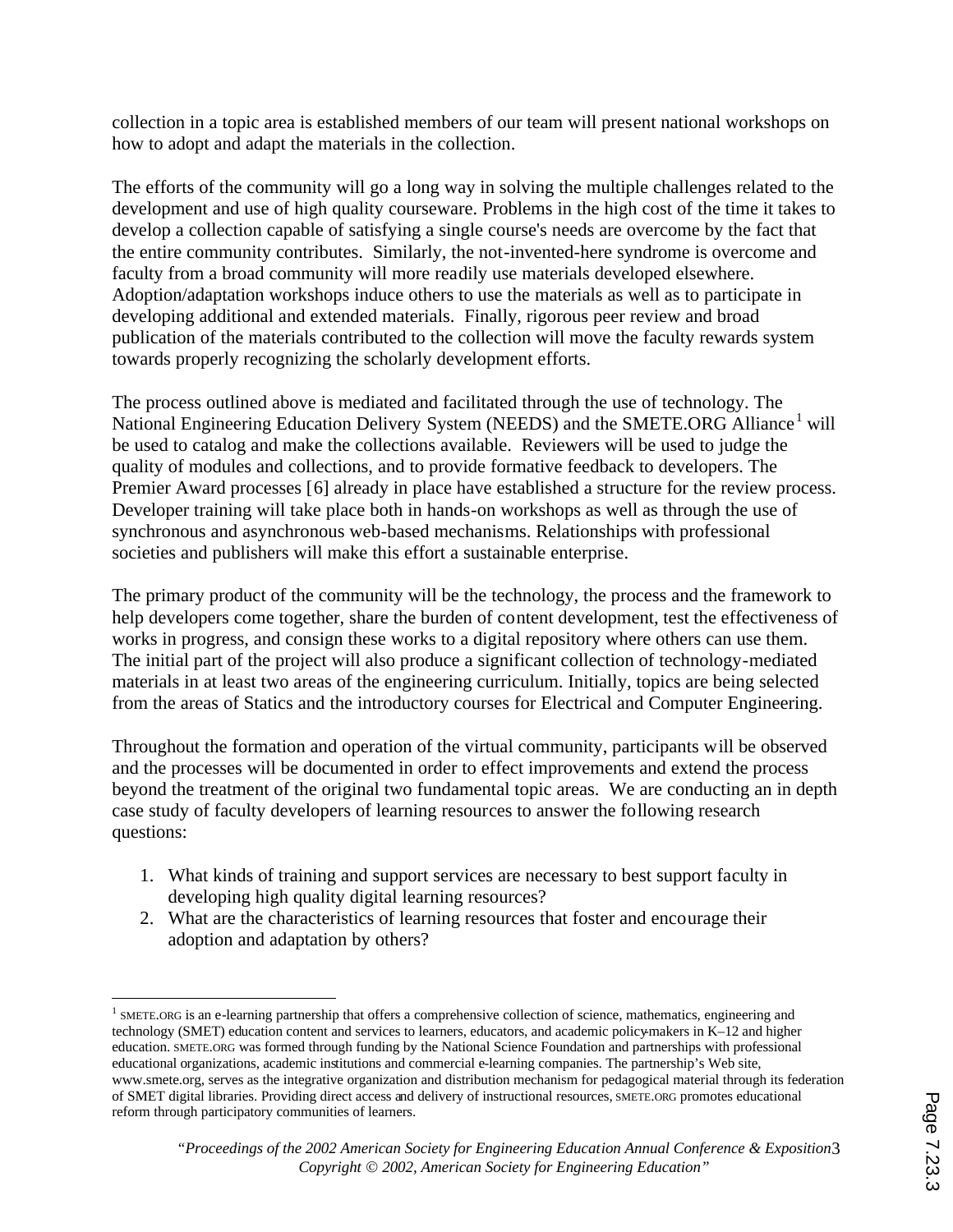collection in a topic area is established members of our team will present national workshops on how to adopt and adapt the materials in the collection.

The efforts of the community will go a long way in solving the multiple challenges related to the development and use of high quality courseware. Problems in the high cost of the time it takes to develop a collection capable of satisfying a single course's needs are overcome by the fact that the entire community contributes. Similarly, the not-invented-here syndrome is overcome and faculty from a broad community will more readily use materials developed elsewhere. Adoption/adaptation workshops induce others to use the materials as well as to participate in developing additional and extended materials. Finally, rigorous peer review and broad publication of the materials contributed to the collection will move the faculty rewards system towards properly recognizing the scholarly development efforts.

The process outlined above is mediated and facilitated through the use of technology. The National Engineering Education Delivery System (NEEDS) and the SMETE.ORG Alliance[1] will be used to catalog and make the collections available. Reviewers will be used to judge the quality of modules and collections, and to provide formative feedback to developers. The Premier Award processes [6] already in place have established a structure for the review process. Developer training will take place both in hands-on workshops as well as through the use of synchronous and asynchronous web-based mechanisms. Relationships with professional societies and publishers will make this effort a sustainable enterprise.

The primary product of the community will be the technology, the process and the framework to help developers come together, share the burden of content development, test the effectiveness of works in progress, and consign these works to a digital repository where others can use them. The initial part of the project will also produce a significant collection of technology-mediated materials in at least two areas of the engineering curriculum. Initially, topics are being selected from the areas of Statics and the introductory courses for Electrical and Computer Engineering.

Throughout the formation and operation of the virtual community, participants will be observed and the processes will be documented in order to effect improvements and extend the process beyond the treatment of the original two fundamental topic areas. We are conducting an in depth case study of faculty developers of learning resources to answer the following research questions:

1. What kinds of training and support services are necessary to best support faculty in developing high quality digital learning resources?
2. What are the characteristics of learning resources that foster and encourage their adoption and adaptation by others?

---

[1] SMETE.ORG is an e-learning partnership that offers a comprehensive collection of science, mathematics, engineering and technology (SMET) education content and services to learners, educators, and academic policy-makers in K–12 and higher education. SMETE.ORG was formed through funding by the National Science Foundation and partnerships with professional educational organizations, academic institutions and commercial e-learning companies. The partnership's Web site, www.smete.org, serves as the integrative organization and distribution mechanism for pedagogical material through its federation of SMET digital libraries. Providing direct access and delivery of instructional resources, SMETE.ORG promotes educational reform through participatory communities of learners.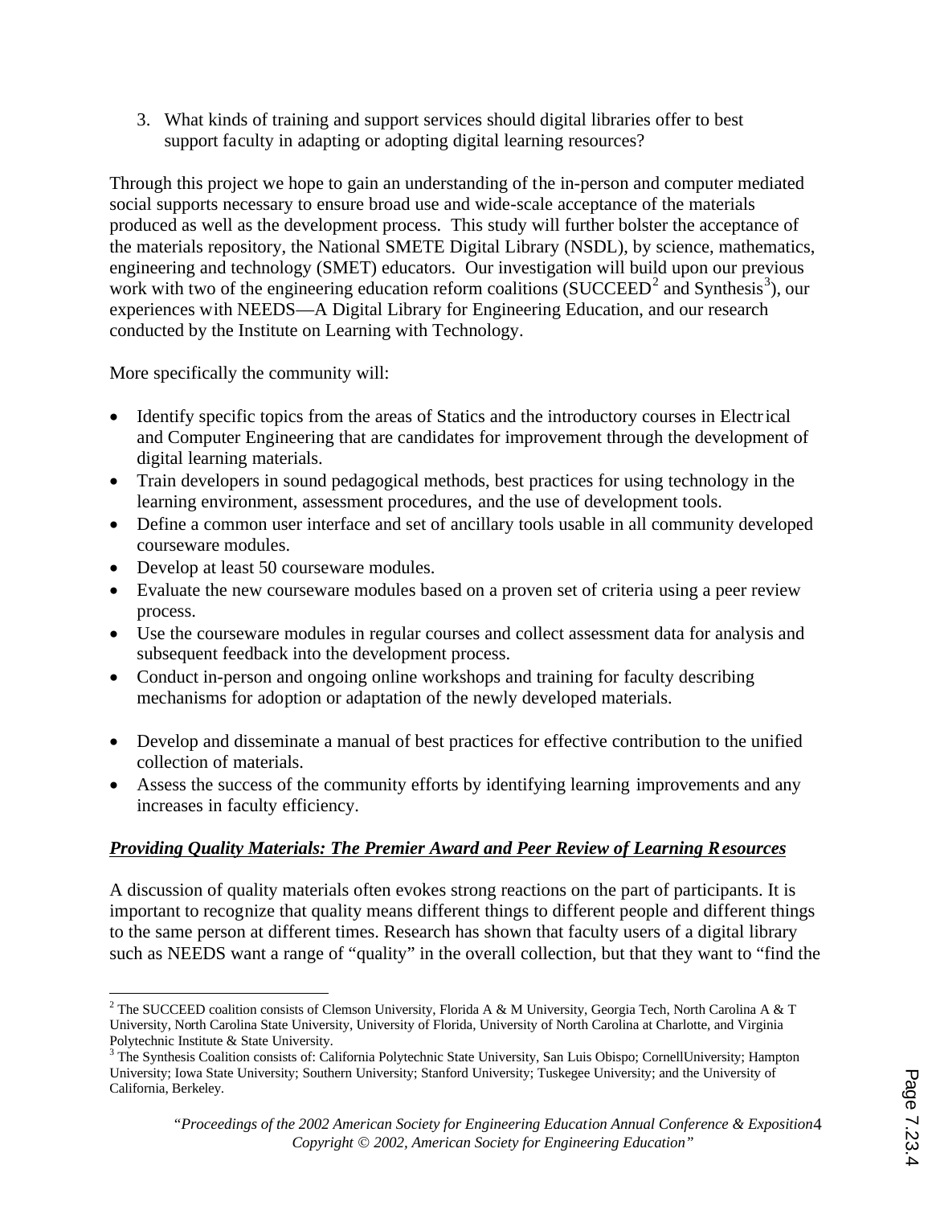3. What kinds of training and support services should digital libraries offer to best support faculty in adapting or adopting digital learning resources?

Through this project we hope to gain an understanding of the in-person and computer mediated social supports necessary to ensure broad use and wide-scale acceptance of the materials produced as well as the development process. This study will further bolster the acceptance of the materials repository, the National SMETE Digital Library (NSDL), by science, mathematics, engineering and technology (SMET) educators. Our investigation will build upon our previous work with two of the engineering education reform coalitions (SUCCEED[2] and Synthesis[3]), our experiences with NEEDS—A Digital Library for Engineering Education, and our research conducted by the Institute on Learning with Technology.

More specifically the community will:

- Identify specific topics from the areas of Statics and the introductory courses in Electrical and Computer Engineering that are candidates for improvement through the development of digital learning materials.
- Train developers in sound pedagogical methods, best practices for using technology in the learning environment, assessment procedures, and the use of development tools.
- Define a common user interface and set of ancillary tools usable in all community developed courseware modules.
- Develop at least 50 courseware modules.
- Evaluate the new courseware modules based on a proven set of criteria using a peer review process.
- Use the courseware modules in regular courses and collect assessment data for analysis and subsequent feedback into the development process.
- Conduct in-person and ongoing online workshops and training for faculty describing mechanisms for adoption or adaptation of the newly developed materials.
- Develop and disseminate a manual of best practices for effective contribution to the unified collection of materials.
- Assess the success of the community efforts by identifying learning improvements and any increases in faculty efficiency.

## ***Providing Quality Materials: The Premier Award and Peer Review of Learning Resources***

A discussion of quality materials often evokes strong reactions on the part of participants. It is important to recognize that quality means different things to different people and different things to the same person at different times. Research has shown that faculty users of a digital library such as NEEDS want a range of "quality" in the overall collection, but that they want to "find the

---

[2] The SUCCEED coalition consists of Clemson University, Florida A & M University, Georgia Tech, North Carolina A & T University, North Carolina State University, University of Florida, University of North Carolina at Charlotte, and Virginia Polytechnic Institute & State University.

[3] The Synthesis Coalition consists of: California Polytechnic State University, San Luis Obispo; CornellUniversity; Hampton University; Iowa State University; Southern University; Stanford University; Tuskegee University; and the University of California, Berkeley.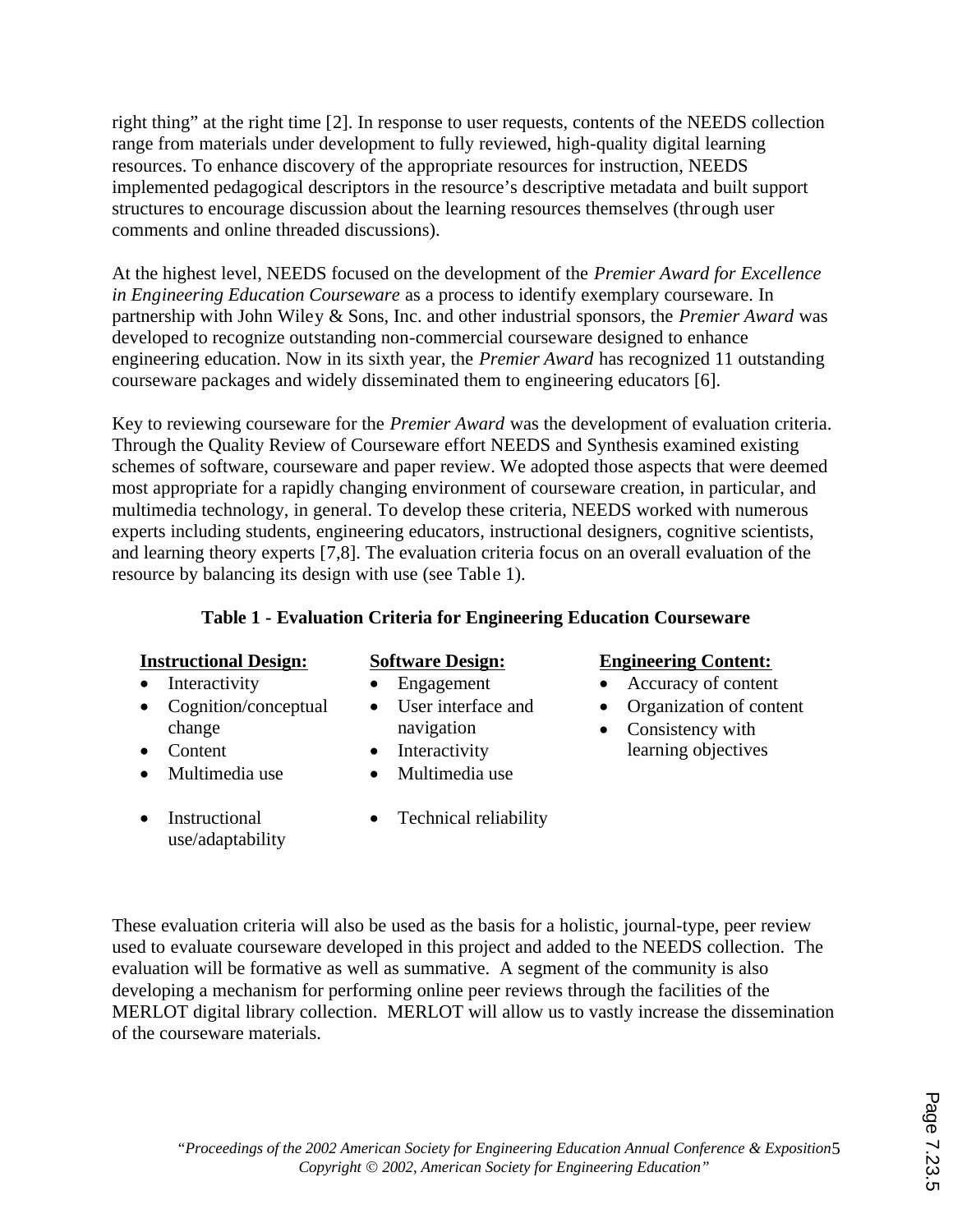right thing" at the right time [2]. In response to user requests, contents of the NEEDS collection range from materials under development to fully reviewed, high-quality digital learning resources. To enhance discovery of the appropriate resources for instruction, NEEDS implemented pedagogical descriptors in the resource's descriptive metadata and built support structures to encourage discussion about the learning resources themselves (through user comments and online threaded discussions).

At the highest level, NEEDS focused on the development of the *Premier Award for Excellence in Engineering Education Courseware* as a process to identify exemplary courseware. In partnership with John Wiley & Sons, Inc. and other industrial sponsors, the *Premier Award* was developed to recognize outstanding non-commercial courseware designed to enhance engineering education. Now in its sixth year, the *Premier Award* has recognized 11 outstanding courseware packages and widely disseminated them to engineering educators [6].

Key to reviewing courseware for the *Premier Award* was the development of evaluation criteria. Through the Quality Review of Courseware effort NEEDS and Synthesis examined existing schemes of software, courseware and paper review. We adopted those aspects that were deemed most appropriate for a rapidly changing environment of courseware creation, in particular, and multimedia technology, in general. To develop these criteria, NEEDS worked with numerous experts including students, engineering educators, instructional designers, cognitive scientists, and learning theory experts [7,8]. The evaluation criteria focus on an overall evaluation of the resource by balancing its design with use (see Table 1).

**Table 1 - Evaluation Criteria for Engineering Education Courseware**

| **Instructional Design:** | **Software Design:** | **Engineering Content:** |
|---|---|---|
| • Interactivity | • Engagement | • Accuracy of content |
| • Cognition/conceptual change | • User interface and navigation | • Organization of content |
| • Content | • Interactivity | • Consistency with learning objectives |
| • Multimedia use | • Multimedia use | |
| • Instructional use/adaptability | • Technical reliability | |

These evaluation criteria will also be used as the basis for a holistic, journal-type, peer review used to evaluate courseware developed in this project and added to the NEEDS collection. The evaluation will be formative as well as summative. A segment of the community is also developing a mechanism for performing online peer reviews through the facilities of the MERLOT digital library collection. MERLOT will allow us to vastly increase the dissemination of the courseware materials.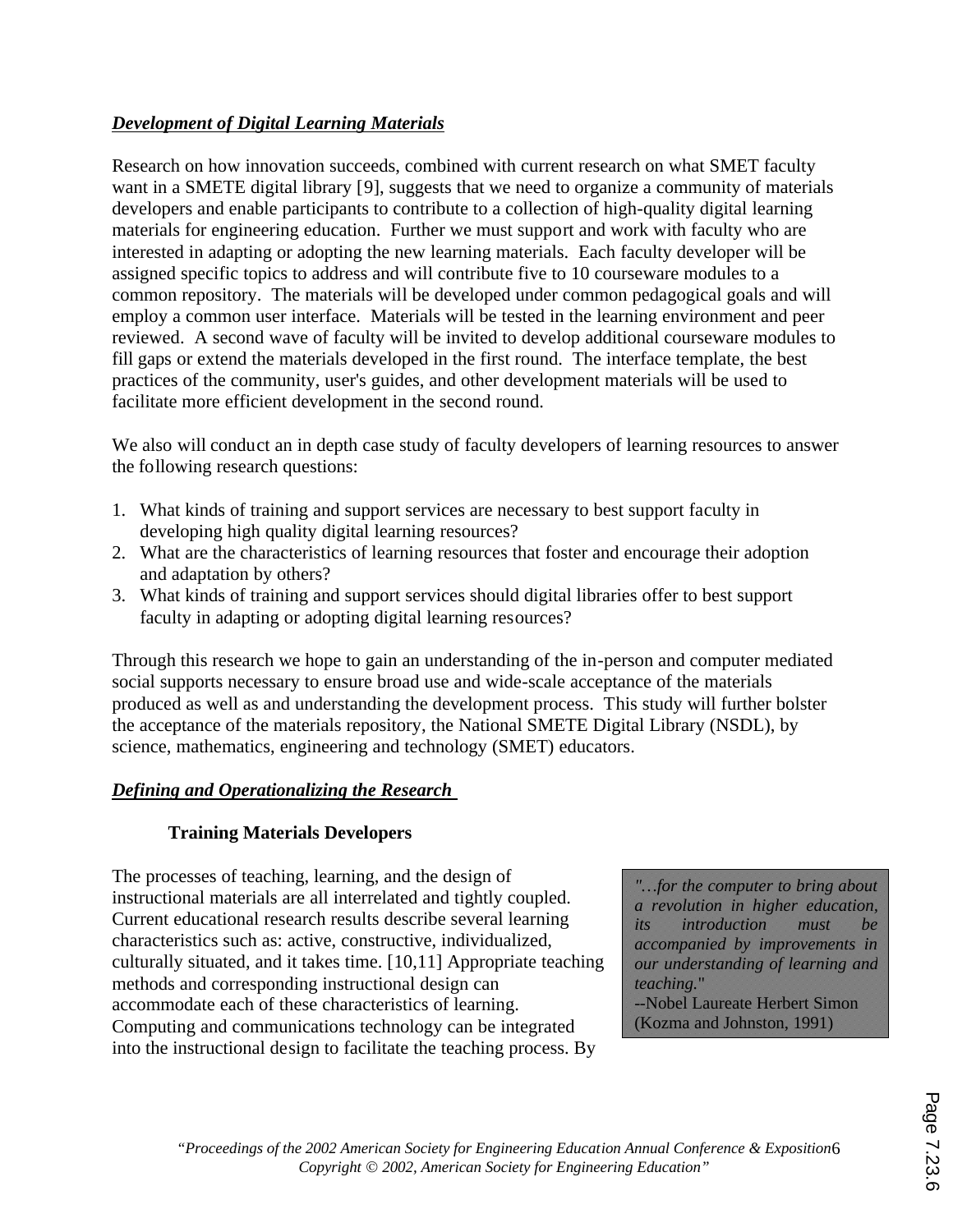***Development of Digital Learning Materials***

Research on how innovation succeeds, combined with current research on what SMET faculty want in a SMETE digital library [9], suggests that we need to organize a community of materials developers and enable participants to contribute to a collection of high-quality digital learning materials for engineering education. Further we must support and work with faculty who are interested in adapting or adopting the new learning materials. Each faculty developer will be assigned specific topics to address and will contribute five to 10 courseware modules to a common repository. The materials will be developed under common pedagogical goals and will employ a common user interface. Materials will be tested in the learning environment and peer reviewed. A second wave of faculty will be invited to develop additional courseware modules to fill gaps or extend the materials developed in the first round. The interface template, the best practices of the community, user's guides, and other development materials will be used to facilitate more efficient development in the second round.

We also will conduct an in depth case study of faculty developers of learning resources to answer the following research questions:

1. What kinds of training and support services are necessary to best support faculty in developing high quality digital learning resources?
2. What are the characteristics of learning resources that foster and encourage their adoption and adaptation by others?
3. What kinds of training and support services should digital libraries offer to best support faculty in adapting or adopting digital learning resources?

Through this research we hope to gain an understanding of the in-person and computer mediated social supports necessary to ensure broad use and wide-scale acceptance of the materials produced as well as and understanding the development process. This study will further bolster the acceptance of the materials repository, the National SMETE Digital Library (NSDL), by science, mathematics, engineering and technology (SMET) educators.

***Defining and Operationalizing the Research***

**Training Materials Developers**

> *"…for the computer to bring about a revolution in higher education, its introduction must be accompanied by improvements in our understanding of learning and teaching."*
> --Nobel Laureate Herbert Simon (Kozma and Johnston, 1991)

The processes of teaching, learning, and the design of instructional materials are all interrelated and tightly coupled. Current educational research results describe several learning characteristics such as: active, constructive, individualized, culturally situated, and it takes time. [10,11] Appropriate teaching methods and corresponding instructional design can accommodate each of these characteristics of learning. Computing and communications technology can be integrated into the instructional design to facilitate the teaching process. By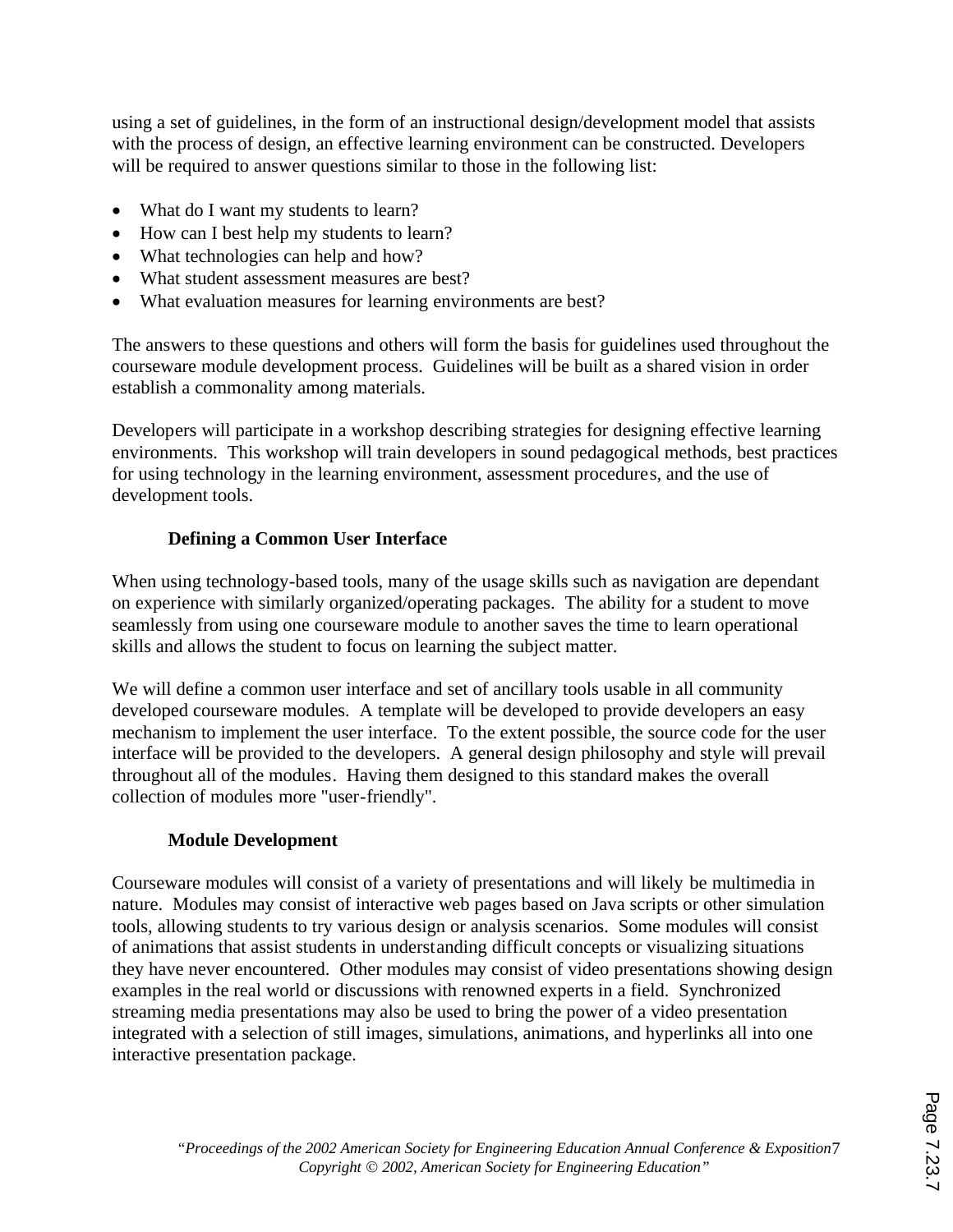using a set of guidelines, in the form of an instructional design/development model that assists with the process of design, an effective learning environment can be constructed. Developers will be required to answer questions similar to those in the following list:

- What do I want my students to learn?
- How can I best help my students to learn?
- What technologies can help and how?
- What student assessment measures are best?
- What evaluation measures for learning environments are best?

The answers to these questions and others will form the basis for guidelines used throughout the courseware module development process. Guidelines will be built as a shared vision in order establish a commonality among materials.

Developers will participate in a workshop describing strategies for designing effective learning environments. This workshop will train developers in sound pedagogical methods, best practices for using technology in the learning environment, assessment procedures, and the use of development tools.

### Defining a Common User Interface

When using technology-based tools, many of the usage skills such as navigation are dependant on experience with similarly organized/operating packages. The ability for a student to move seamlessly from using one courseware module to another saves the time to learn operational skills and allows the student to focus on learning the subject matter.

We will define a common user interface and set of ancillary tools usable in all community developed courseware modules. A template will be developed to provide developers an easy mechanism to implement the user interface. To the extent possible, the source code for the user interface will be provided to the developers. A general design philosophy and style will prevail throughout all of the modules. Having them designed to this standard makes the overall collection of modules more "user-friendly".

### Module Development

Courseware modules will consist of a variety of presentations and will likely be multimedia in nature. Modules may consist of interactive web pages based on Java scripts or other simulation tools, allowing students to try various design or analysis scenarios. Some modules will consist of animations that assist students in understanding difficult concepts or visualizing situations they have never encountered. Other modules may consist of video presentations showing design examples in the real world or discussions with renowned experts in a field. Synchronized streaming media presentations may also be used to bring the power of a video presentation integrated with a selection of still images, simulations, animations, and hyperlinks all into one interactive presentation package.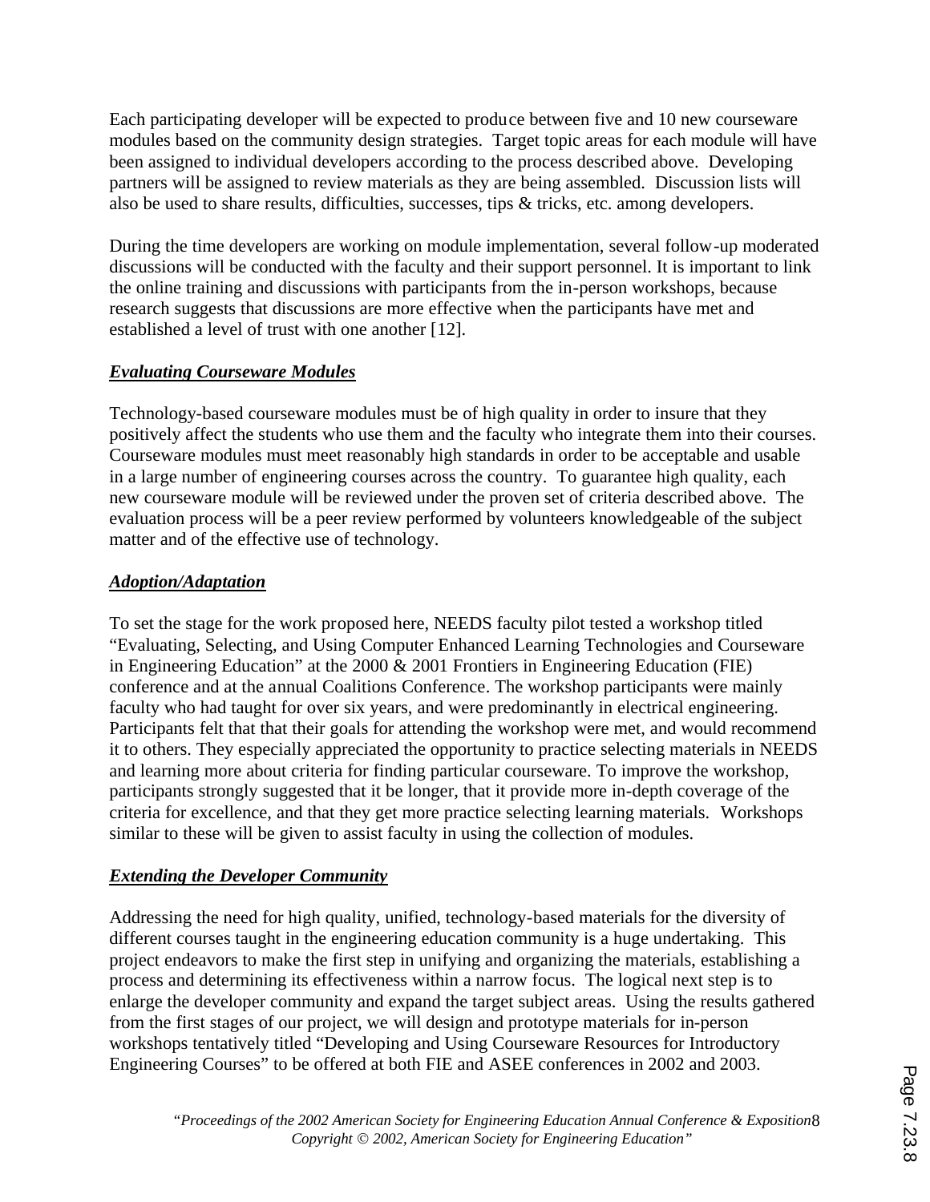Each participating developer will be expected to produce between five and 10 new courseware modules based on the community design strategies. Target topic areas for each module will have been assigned to individual developers according to the process described above. Developing partners will be assigned to review materials as they are being assembled. Discussion lists will also be used to share results, difficulties, successes, tips & tricks, etc. among developers.

During the time developers are working on module implementation, several follow-up moderated discussions will be conducted with the faculty and their support personnel. It is important to link the online training and discussions with participants from the in-person workshops, because research suggests that discussions are more effective when the participants have met and established a level of trust with one another [12].

### ***Evaluating Courseware Modules***

Technology-based courseware modules must be of high quality in order to insure that they positively affect the students who use them and the faculty who integrate them into their courses. Courseware modules must meet reasonably high standards in order to be acceptable and usable in a large number of engineering courses across the country. To guarantee high quality, each new courseware module will be reviewed under the proven set of criteria described above. The evaluation process will be a peer review performed by volunteers knowledgeable of the subject matter and of the effective use of technology.

### ***Adoption/Adaptation***

To set the stage for the work proposed here, NEEDS faculty pilot tested a workshop titled "Evaluating, Selecting, and Using Computer Enhanced Learning Technologies and Courseware in Engineering Education" at the 2000 & 2001 Frontiers in Engineering Education (FIE) conference and at the annual Coalitions Conference. The workshop participants were mainly faculty who had taught for over six years, and were predominantly in electrical engineering. Participants felt that that their goals for attending the workshop were met, and would recommend it to others. They especially appreciated the opportunity to practice selecting materials in NEEDS and learning more about criteria for finding particular courseware. To improve the workshop, participants strongly suggested that it be longer, that it provide more in-depth coverage of the criteria for excellence, and that they get more practice selecting learning materials. Workshops similar to these will be given to assist faculty in using the collection of modules.

### ***Extending the Developer Community***

Addressing the need for high quality, unified, technology-based materials for the diversity of different courses taught in the engineering education community is a huge undertaking. This project endeavors to make the first step in unifying and organizing the materials, establishing a process and determining its effectiveness within a narrow focus. The logical next step is to enlarge the developer community and expand the target subject areas. Using the results gathered from the first stages of our project, we will design and prototype materials for in-person workshops tentatively titled "Developing and Using Courseware Resources for Introductory Engineering Courses" to be offered at both FIE and ASEE conferences in 2002 and 2003.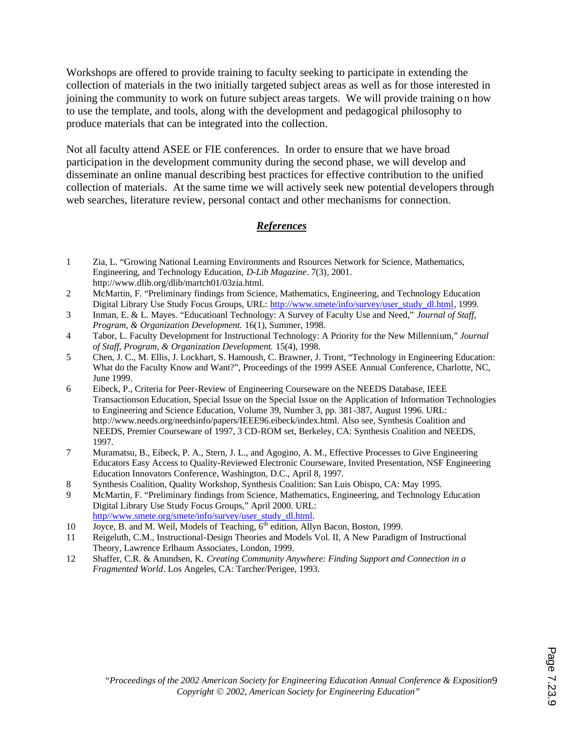Workshops are offered to provide training to faculty seeking to participate in extending the collection of materials in the two initially targeted subject areas as well as for those interested in joining the community to work on future subject areas targets. We will provide training on how to use the template, and tools, along with the development and pedagogical philosophy to produce materials that can be integrated into the collection.

Not all faculty attend ASEE or FIE conferences. In order to ensure that we have broad participation in the development community during the second phase, we will develop and disseminate an online manual describing best practices for effective contribution to the unified collection of materials. At the same time we will actively seek new potential developers through web searches, literature review, personal contact and other mechanisms for connection.

## *References*

1. Zia, L. "Growing National Learning Environments and Rsources Network for Science, Mathematics, Engineering, and Technology Education, *D-Lib Magazine*. 7(3), 2001. http://www.dlib.org/dlib/martch01/03zia.html.
2. McMartin, F. "Preliminary findings from Science, Mathematics, Engineering, and Technology Education Digital Library Use Study Focus Groups, URL: http://www.smete/info/survey/user_study_dl.html, 1999.
3. Inman, E. & L. Mayes. "Educatioanl Technology: A Survey of Faculty Use and Need," *Journal of Staff, Program, & Organization Development.* 16(1), Summer, 1998.
4. Tabor, L. Faculty Development for Instructional Technology: A Priority for the New Millennium," *Journal of Staff, Program, & Organization Development.* 15(4), 1998.
5. Chen, J. C., M. Ellis, J. Lockhart, S. Hamoush, C. Brawner, J. Tront, "Technology in Engineering Education: What do the Faculty Know and Want?", Proceedings of the 1999 ASEE Annual Conference, Charlotte, NC, June 1999.
6. Eibeck, P., Criteria for Peer-Review of Engineering Courseware on the NEEDS Database, IEEE Transactionson Education, Special Issue on the Special Issue on the Application of Information Technologies to Engineering and Science Education, Volume 39, Number 3, pp. 381-387, August 1996. URL: http://www.needs.org/needsinfo/papers/IEEE96.eibeck/index.html. Also see, Synthesis Coalition and NEEDS, Premier Courseware of 1997, 3 CD-ROM set, Berkeley, CA: Synthesis Coalition and NEEDS, 1997.
7. Muramatsu, B., Eibeck, P. A., Stern, J. L., and Agogino, A. M., Effective Processes to Give Engineering Educators Easy Access to Quality-Reviewed Electronic Courseware, Invited Presentation, NSF Engineering Education Innovators Conference, Washington, D.C., April 8, 1997.
8. Synthesis Coalition, Quality Workshop, Synthesis Coalition: San Luis Obispo, CA: May 1995.
9. McMartin, F. "Preliminary findings from Science, Mathematics, Engineering, and Technology Education Digital Library Use Study Focus Groups," April 2000. URL: http//www.smete.org/smete/info/survey/user_study_dl.html.
10. Joyce, B. and M. Weil, Models of Teaching, 6th edition, Allyn Bacon, Boston, 1999.
11. Reigeluth, C.M., Instructional-Design Theories and Models Vol. II, A New Paradigm of Instructional Theory, Lawrence Erlbaum Associates, London, 1999.
12. Shaffer, C.R. & Anundsen, K. *Creating Community Anywhere: Finding Support and Connection in a Fragmented World*. Los Angeles, CA: Tarcher/Perigee, 1993.